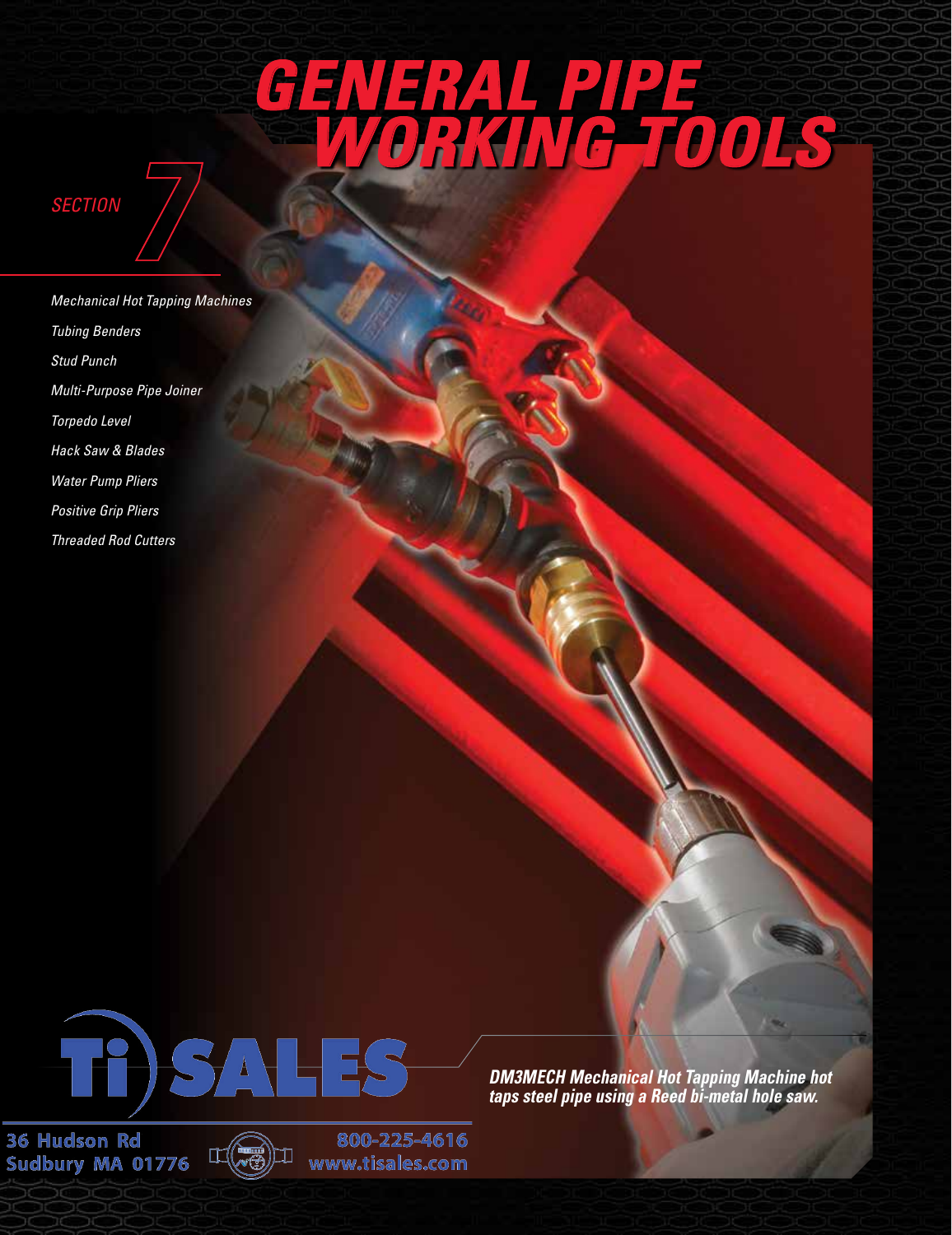# GENERAL PIPE WORKING TOOLS

*SECTION 7*

- *Mechanical Hot Tapping Machines*
- *Tubing Benders*
- *Stud Punch*
- *Multi-Purpose Pipe Joiner*
- *Torpedo Level*
- *Hack Saw & Blades*
- *Water Pump Pliers*
- *Positive Grip Pliers*
- *Threaded Rod Cutters*

***DM3MECH Mechanical Hot Tapping Machine hot taps steel pipe using a Reed bi-metal hole saw.***

Ti SALES

36 Hudson Rd
Sudbury MA 01776

800-225-4616
www.tisales.com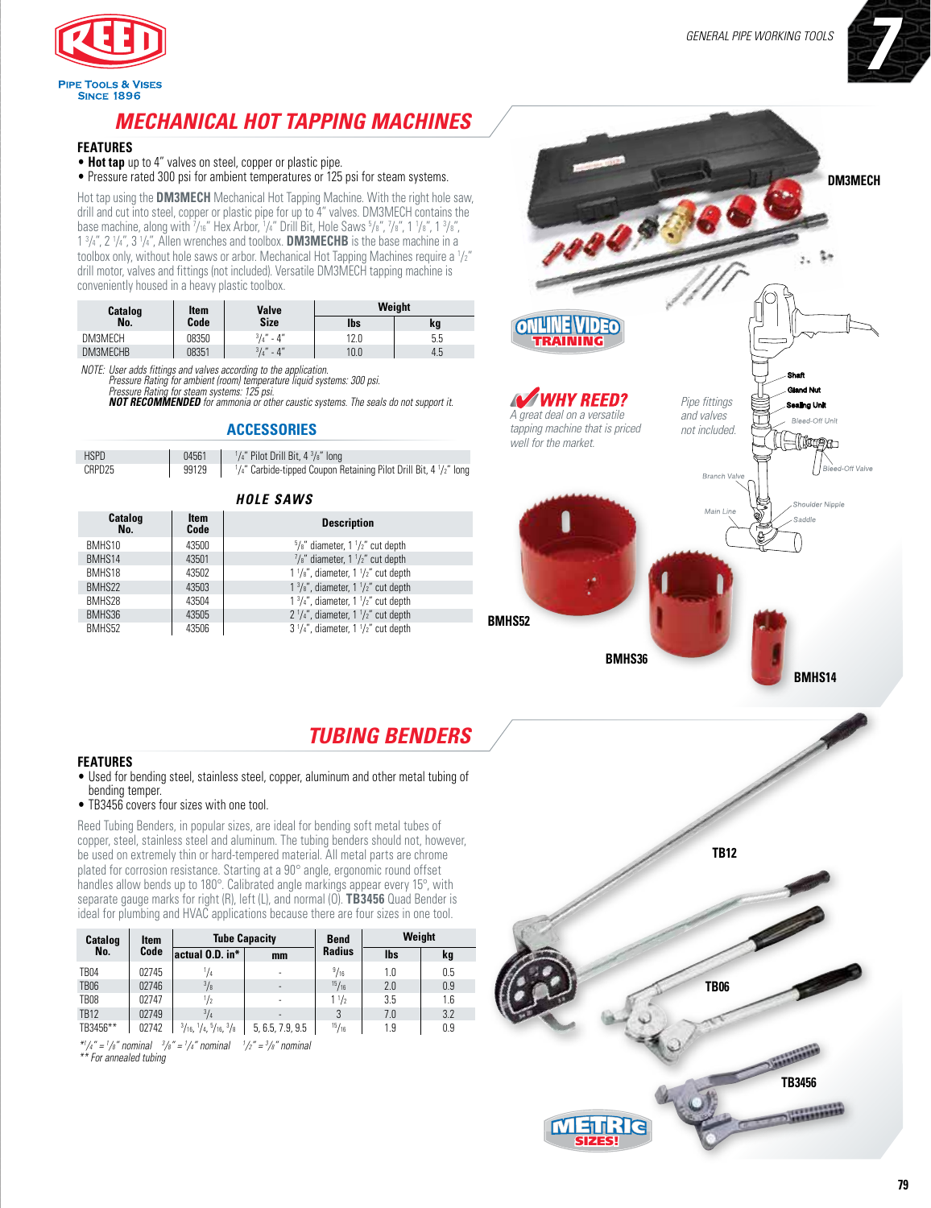# MECHANICAL HOT TAPPING MACHINES

### FEATURES

- **Hot tap** up to 4" valves on steel, copper or plastic pipe.
- Pressure rated 300 psi for ambient temperatures or 125 psi for steam systems.

Hot tap using the **DM3MECH** Mechanical Hot Tapping Machine. With the right hole saw, drill and cut into steel, copper or plastic pipe for up to 4" valves. DM3MECH contains the base machine, along with 7/16" Hex Arbor, 1/4" Drill Bit, Hole Saws 5/8", 7/8", 1 1/8", 1 3/8", 1 3/4", 2 1/4", 3 1/4", Allen wrenches and toolbox. **DM3MECHB** is the base machine in a toolbox only, without hole saws or arbor. Mechanical Hot Tapping Machines require a 1/2" drill motor, valves and fittings (not included). Versatile DM3MECH tapping machine is conveniently housed in a heavy plastic toolbox.

| Catalog No. | Item Code | Valve Size | Weight | |
|---|---|---|---|---|
| | | | lbs | kg |
| DM3MECH | 08350 | 3/4" - 4" | 12.0 | 5.5 |
| DM3MECHB | 08351 | 3/4" - 4" | 10.0 | 4.5 |

*NOTE: User adds fittings and valves according to the application.*
*Pressure Rating for ambient (room) temperature liquid systems: 300 psi.*
*Pressure Rating for steam systems: 125 psi.*
***NOT RECOMMENDED** for ammonia or other caustic systems. The seals do not support it.*

### ACCESSORIES

| | | |
|---|---|---|
| HSPD | 04561 | 1/4" Pilot Drill Bit, 4 3/8" long |
| CRPD25 | 99129 | 1/4" Carbide-tipped Coupon Retaining Pilot Drill Bit, 4 1/2" long |

### HOLE SAWS

| Catalog No. | Item Code | Description |
|---|---|---|
| BMHS10 | 43500 | 5/8" diameter, 1 1/2" cut depth |
| BMHS14 | 43501 | 7/8" diameter, 1 1/2" cut depth |
| BMHS18 | 43502 | 1 1/8", diameter, 1 1/2" cut depth |
| BMHS22 | 43503 | 1 3/8", diameter, 1 1/2" cut depth |
| BMHS28 | 43504 | 1 3/4", diameter, 1 1/2" cut depth |
| BMHS36 | 43505 | 2 1/4", diameter, 1 1/2" cut depth |
| BMHS52 | 43506 | 3 1/4", diameter, 1 1/2" cut depth |

DM3MECH

ONLINE VIDEO TRAINING

**WHY REED?**
*A great deal on a versatile tapping machine that is priced well for the market.*

*Pipe fittings and valves not included.*

Shaft, Gland Nut, Sealing Unit, Bleed-Off Unit, Bleed-Off Valve, Branch Valve, Shoulder Nipple, Main Line, Saddle

BMHS52 BMHS36 BMHS14

# TUBING BENDERS

### FEATURES

- Used for bending steel, stainless steel, copper, aluminum and other metal tubing of bending temper.
- TB3456 covers four sizes with one tool.

Reed Tubing Benders, in popular sizes, are ideal for bending soft metal tubes of copper, steel, stainless steel and aluminum. The tubing benders should not, however, be used on extremely thin or hard-tempered material. All metal parts are chrome plated for corrosion resistance. Starting at a 90° angle, ergonomic round offset handles allow bends up to 180°. Calibrated angle markings appear every 15°, with separate gauge marks for right (R), left (L), and normal (O). **TB3456** Quad Bender is ideal for plumbing and HVAC applications because there are four sizes in one tool.

| Catalog No. | Item Code | Tube Capacity | | Bend Radius | Weight | |
|---|---|---|---|---|---|---|
| | | actual O.D. in* | mm | | lbs | kg |
| TB04 | 02745 | 1/4 | - | 9/16 | 1.0 | 0.5 |
| TB06 | 02746 | 3/8 | - | 15/16 | 2.0 | 0.9 |
| TB08 | 02747 | 1/2 | - | 1 1/2 | 3.5 | 1.6 |
| TB12 | 02749 | 3/4 | - | 3 | 7.0 | 3.2 |
| TB3456** | 02742 | 3/16, 1/4, 5/16, 3/8 | 5, 6.5, 7.9, 9.5 | 15/16 | 1.9 | 0.9 |

*\*1/4" = 1/8" nominal   3/8" = 1/4" nominal   1/2" = 3/8" nominal*
*\*\* For annealed tubing*

TB12 TB06 TB3456

METRIC SIZES!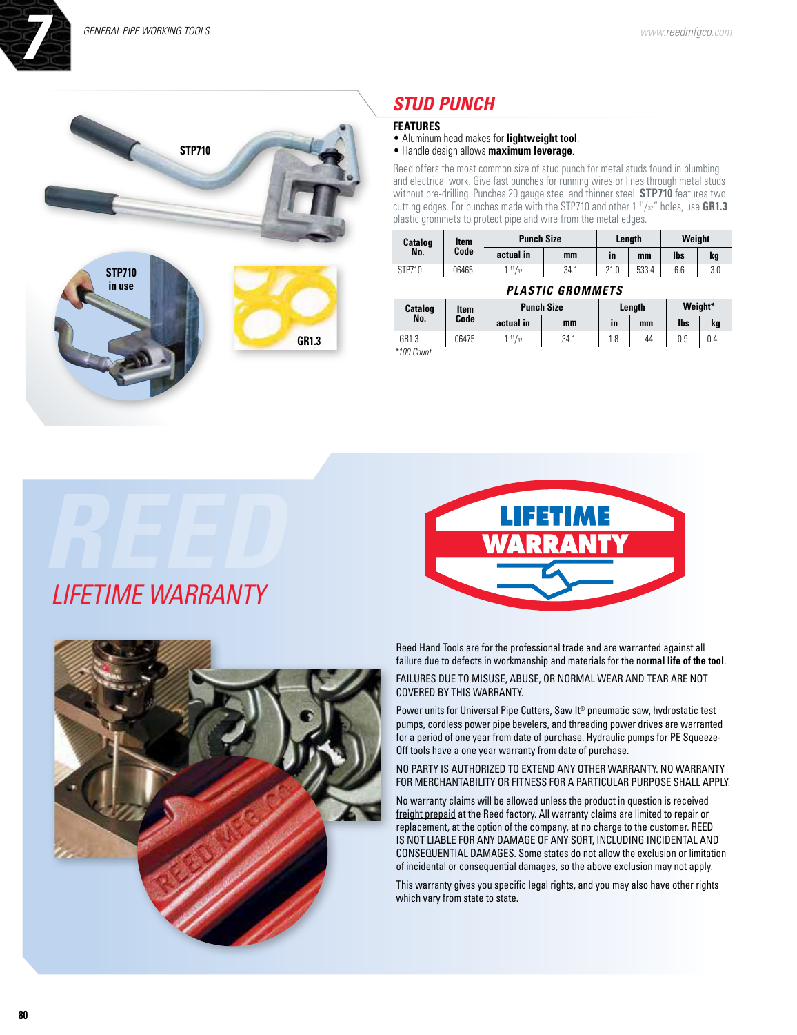## STUD PUNCH

STP710

STP710 in use

GR1.3

### FEATURES

- Aluminum head makes for **lightweight tool**.
- Handle design allows **maximum leverage**.

Reed offers the most common size of stud punch for metal studs found in plumbing and electrical work. Give fast punches for running wires or lines through metal studs without pre-drilling. Punches 20 gauge steel and thinner steel. **STP710** features two cutting edges. For punches made with the STP710 and other 1 11/32" holes, use **GR1.3** plastic grommets to protect pipe and wire from the metal edges.

| Catalog No. | Item Code | Punch Size | | Length | | Weight | |
|---|---|---|---|---|---|---|---|
| | | actual in | mm | in | mm | lbs | kg |
| STP710 | 06465 | 1 11/32 | 34.1 | 21.0 | 533.4 | 6.6 | 3.0 |

### PLASTIC GROMMETS

| Catalog No. | Item Code | Punch Size | | Length | | Weight* | |
|---|---|---|---|---|---|---|---|
| | | actual in | mm | in | mm | lbs | kg |
| GR1.3 | 06475 | 1 11/32 | 34.1 | 1.8 | 44 | 0.9 | 0.4 |

*100 Count

## REED LIFETIME WARRANTY

LIFETIME WARRANTY

Reed Hand Tools are for the professional trade and are warranted against all failure due to defects in workmanship and materials for the **normal life of the tool**.

FAILURES DUE TO MISUSE, ABUSE, OR NORMAL WEAR AND TEAR ARE NOT COVERED BY THIS WARRANTY.

Power units for Universal Pipe Cutters, Saw It® pneumatic saw, hydrostatic test pumps, cordless power pipe bevelers, and threading power drives are warranted for a period of one year from date of purchase. Hydraulic pumps for PE Squeeze-Off tools have a one year warranty from date of purchase.

NO PARTY IS AUTHORIZED TO EXTEND ANY OTHER WARRANTY. NO WARRANTY FOR MERCHANTABILITY OR FITNESS FOR A PARTICULAR PURPOSE SHALL APPLY.

No warranty claims will be allowed unless the product in question is received freight prepaid at the Reed factory. All warranty claims are limited to repair or replacement, at the option of the company, at no charge to the customer. REED IS NOT LIABLE FOR ANY DAMAGE OF ANY SORT, INCLUDING INCIDENTAL AND CONSEQUENTIAL DAMAGES. Some states do not allow the exclusion or limitation of incidental or consequential damages, so the above exclusion may not apply.

This warranty gives you specific legal rights, and you may also have other rights which vary from state to state.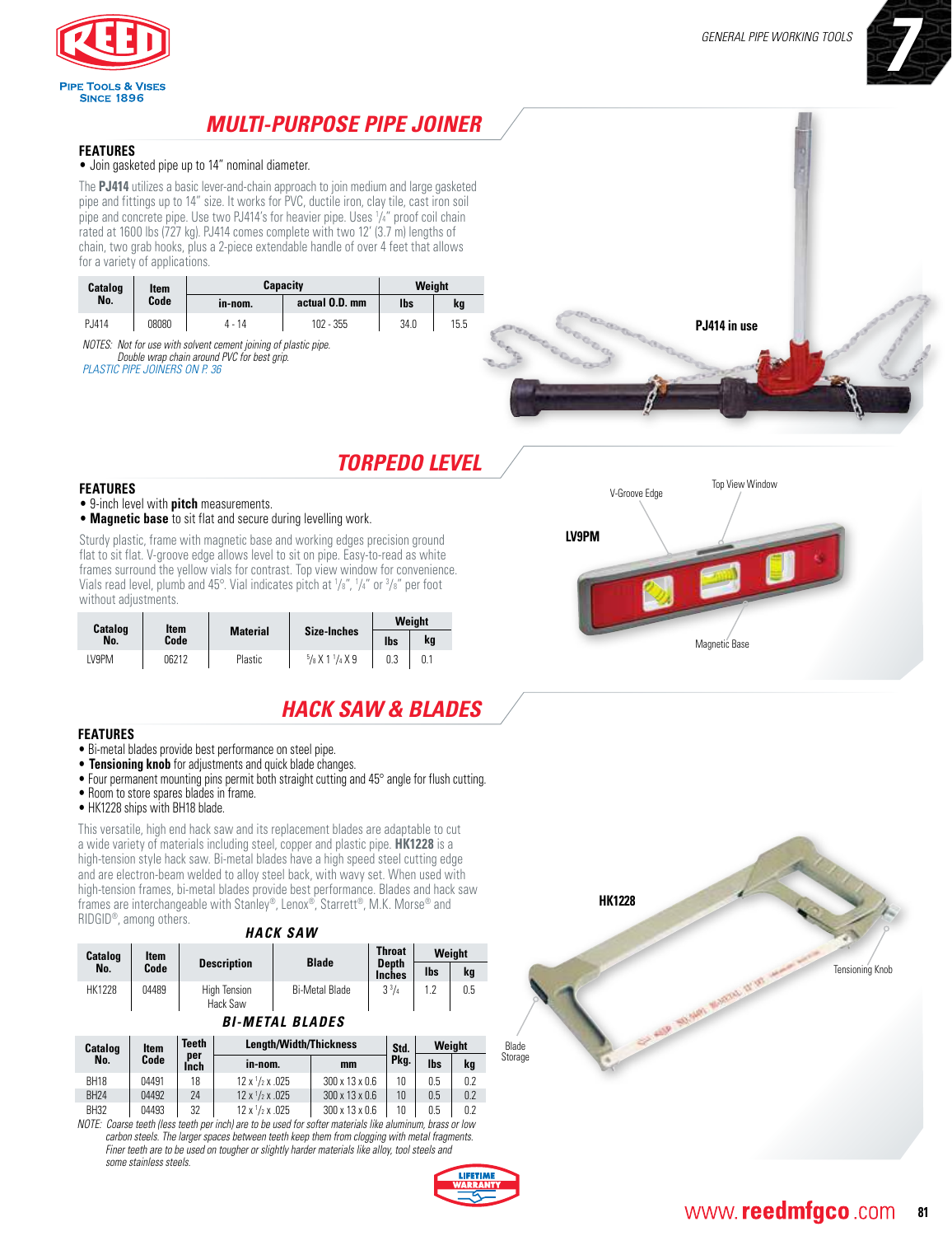## MULTI-PURPOSE PIPE JOINER

**FEATURES**

- Join gasketed pipe up to 14" nominal diameter.

The **PJ414** utilizes a basic lever-and-chain approach to join medium and large gasketed pipe and fittings up to 14" size. It works for PVC, ductile iron, clay tile, cast iron soil pipe and concrete pipe. Use two PJ414's for heavier pipe. Uses 1/4" proof coil chain rated at 1600 lbs (727 kg). PJ414 comes complete with two 12' (3.7 m) lengths of chain, two grab hooks, plus a 2-piece extendable handle of over 4 feet that allows for a variety of applications.

| Catalog No. | Item Code | Capacity | | Weight | |
|---|---|---|---|---|---|
| | | in-nom. | actual O.D. mm | lbs | kg |
| PJ414 | 08080 | 4 - 14 | 102 - 355 | 34.0 | 15.5 |

*NOTES: Not for use with solvent cement joining of plastic pipe.*
*Double wrap chain around PVC for best grip.*
*PLASTIC PIPE JOINERS ON P. 36*

**PJ414 in use**

## TORPEDO LEVEL

**FEATURES**

- 9-inch level with **pitch** measurements.
- **Magnetic base** to sit flat and secure during levelling work.

Sturdy plastic, frame with magnetic base and working edges precision ground flat to sit flat. V-groove edge allows level to sit on pipe. Easy-to-read as white frames surround the yellow vials for contrast. Top view window for convenience. Vials read level, plumb and 45°. Vial indicates pitch at 1/8", 1/4" or 3/8" per foot without adjustments.

| Catalog No. | Item Code | Material | Size-Inches | Weight | |
|---|---|---|---|---|---|
| | | | | lbs | kg |
| LV9PM | 06212 | Plastic | 5/8 X 1 1/4 X 9 | 0.3 | 0.1 |

**LV9PM** — V-Groove Edge, Top View Window, Magnetic Base

## HACK SAW & BLADES

**FEATURES**

- Bi-metal blades provide best performance on steel pipe.
- **Tensioning knob** for adjustments and quick blade changes.
- Four permanent mounting pins permit both straight cutting and 45° angle for flush cutting.
- Room to store spares blades in frame.
- HK1228 ships with BH18 blade.

This versatile, high end hack saw and its replacement blades are adaptable to cut a wide variety of materials including steel, copper and plastic pipe. **HK1228** is a high-tension style hack saw. Bi-metal blades have a high speed steel cutting edge and are electron-beam welded to alloy steel back, with wavy set. When used with high-tension frames, bi-metal blades provide best performance. Blades and hack saw frames are interchangeable with Stanley®, Lenox®, Starrett®, M.K. Morse® and RIDGID®, among others.

### HACK SAW

| Catalog No. | Item Code | Description | Blade | Throat Depth Inches | Weight | |
|---|---|---|---|---|---|---|
| | | | | | lbs | kg |
| HK1228 | 04489 | High Tension Hack Saw | Bi-Metal Blade | 3 3/4 | 1.2 | 0.5 |

### BI-METAL BLADES

| Catalog No. | Item Code | Teeth per Inch | Length/Width/Thickness | | Std. Pkg. | Weight | |
|---|---|---|---|---|---|---|---|
| | | | in-nom. | mm | | lbs | kg |
| BH18 | 04491 | 18 | 12 x 1/2 x .025 | 300 x 13 x 0.6 | 10 | 0.5 | 0.2 |
| BH24 | 04492 | 24 | 12 x 1/2 x .025 | 300 x 13 x 0.6 | 10 | 0.5 | 0.2 |
| BH32 | 04493 | 32 | 12 x 1/2 x .025 | 300 x 13 x 0.6 | 10 | 0.5 | 0.2 |

*NOTE: Coarse teeth (less teeth per inch) are to be used for softer materials like aluminum, brass or low carbon steels. The larger spaces between teeth keep them from clogging with metal fragments. Finer teeth are to be used on tougher or slightly harder materials like alloy, tool steels and some stainless steels.*

**HK1228** — Tensioning Knob, Blade Storage

LIFETIME WARRANTY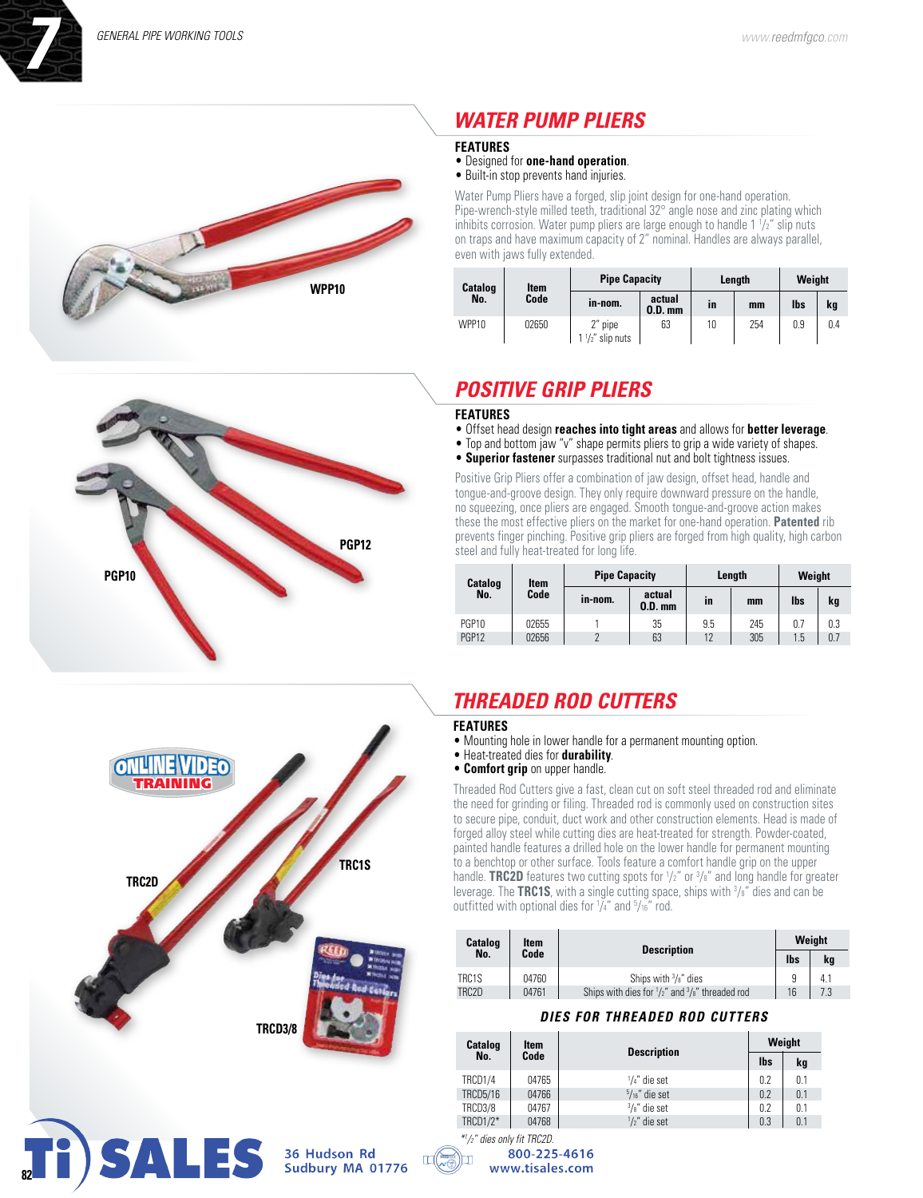## WATER PUMP PLIERS

**FEATURES**

- Designed for **one-hand operation**.
- Built-in stop prevents hand injuries.

Water Pump Pliers have a forged, slip joint design for one-hand operation. Pipe-wrench-style milled teeth, traditional 32° angle nose and zinc plating which inhibits corrosion. Water pump pliers are large enough to handle 1 1/2" slip nuts on traps and have maximum capacity of 2" nominal. Handles are always parallel, even with jaws fully extended.

WPP10

| Catalog No. | Item Code | Pipe Capacity | | Length | | Weight | |
|---|---|---|---|---|---|---|---|
| | | in-nom. | actual O.D. mm | in | mm | lbs | kg |
| WPP10 | 02650 | 2" pipe 1 1/2" slip nuts | 63 | 10 | 254 | 0.9 | 0.4 |

## POSITIVE GRIP PLIERS

**FEATURES**

- Offset head design **reaches into tight areas** and allows for **better leverage**.
- Top and bottom jaw "v" shape permits pliers to grip a wide variety of shapes.
- **Superior fastener** surpasses traditional nut and bolt tightness issues.

Positive Grip Pliers offer a combination of jaw design, offset head, handle and tongue-and-groove design. They only require downward pressure on the handle, no squeezing, once pliers are engaged. Smooth tongue-and-groove action makes these the most effective pliers on the market for one-hand operation. **Patented** rib prevents finger pinching. Positive grip pliers are forged from high quality, high carbon steel and fully heat-treated for long life.

PGP12

PGP10

| Catalog No. | Item Code | Pipe Capacity | | Length | | Weight | |
|---|---|---|---|---|---|---|---|
| | | in-nom. | actual O.D. mm | in | mm | lbs | kg |
| PGP10 | 02655 | 1 | 35 | 9.5 | 245 | 0.7 | 0.3 |
| PGP12 | 02656 | 2 | 63 | 12 | 305 | 1.5 | 0.7 |

## THREADED ROD CUTTERS

**FEATURES**

- Mounting hole in lower handle for a permanent mounting option.
- Heat-treated dies for **durability**.
- **Comfort grip** on upper handle.

Threaded Rod Cutters give a fast, clean cut on soft steel threaded rod and eliminate the need for grinding or filing. Threaded rod is commonly used on construction sites to secure pipe, conduit, duct work and other construction elements. Head is made of forged alloy steel while cutting dies are heat-treated for strength. Powder-coated, painted handle features a drilled hole on the lower handle for permanent mounting to a benchtop or other surface. Tools feature a comfort handle grip on the upper handle. **TRC2D** features two cutting spots for 1/2" or 3/8" and long handle for greater leverage. The **TRC1S**, with a single cutting space, ships with 3/8" dies and can be outfitted with optional dies for 1/4" and 5/16" rod.

ONLINE VIDEO TRAINING

TRC2D

TRC1S

TRCD3/8

| Catalog No. | Item Code | Description | Weight | |
|---|---|---|---|---|
| | | | lbs | kg |
| TRC1S | 04760 | Ships with 3/8" dies | 9 | 4.1 |
| TRC2D | 04761 | Ships with dies for 1/2" and 3/8" threaded rod | 16 | 7.3 |

### DIES FOR THREADED ROD CUTTERS

| Catalog No. | Item Code | Description | Weight | |
|---|---|---|---|---|
| | | | lbs | kg |
| TRCD1/4 | 04765 | 1/4" die set | 0.2 | 0.1 |
| TRCD5/16 | 04766 | 5/16" die set | 0.2 | 0.1 |
| TRCD3/8 | 04767 | 3/8" die set | 0.2 | 0.1 |
| TRCD1/2* | 04768 | 1/2" die set | 0.3 | 0.1 |

*1/2" dies only fit TRC2D.

Ti SALES 36 Hudson Rd Sudbury MA 01776 800-225-4616 www.tisales.com